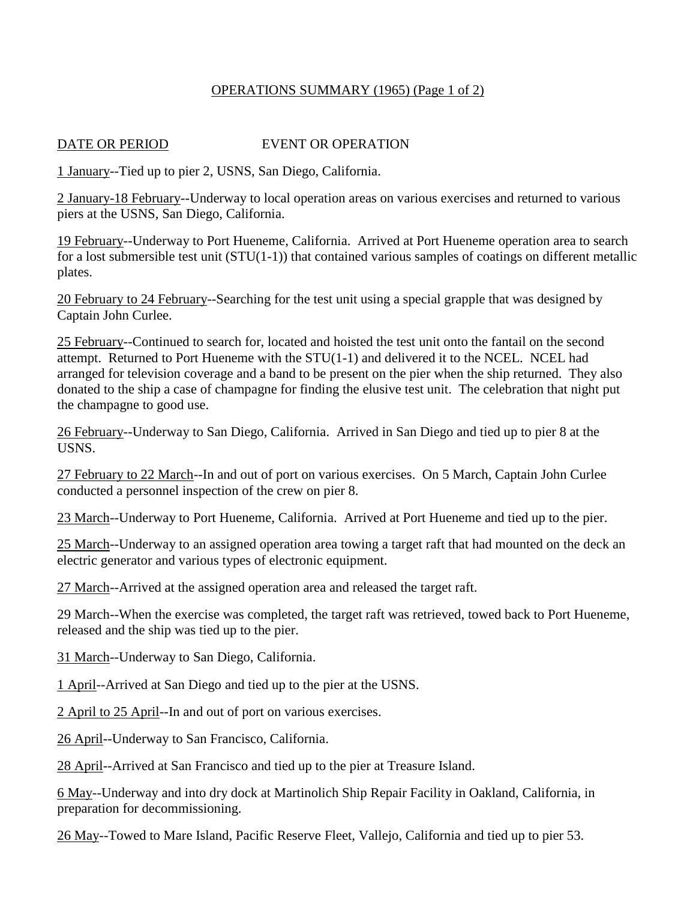# OPERATIONS SUMMARY (1965) (Page 1 of 2)

DATE OR PERIOD — EVENT OR OPERATION

1 January--Tied up to pier 2, USNS, San Diego, California.

2 January-18 February--Underway to local operation areas on various exercises and returned to various piers at the USNS, San Diego, California.

19 February--Underway to Port Hueneme, California. Arrived at Port Hueneme operation area to search for a lost submersible test unit (STU(1-1)) that contained various samples of coatings on different metallic plates.

20 February to 24 February--Searching for the test unit using a special grapple that was designed by Captain John Curlee.

25 February--Continued to search for, located and hoisted the test unit onto the fantail on the second attempt. Returned to Port Hueneme with the STU(1-1) and delivered it to the NCEL. NCEL had arranged for television coverage and a band to be present on the pier when the ship returned. They also donated to the ship a case of champagne for finding the elusive test unit. The celebration that night put the champagne to good use.

26 February--Underway to San Diego, California. Arrived in San Diego and tied up to pier 8 at the USNS.

27 February to 22 March--In and out of port on various exercises. On 5 March, Captain John Curlee conducted a personnel inspection of the crew on pier 8.

23 March--Underway to Port Hueneme, California. Arrived at Port Hueneme and tied up to the pier.

25 March--Underway to an assigned operation area towing a target raft that had mounted on the deck an electric generator and various types of electronic equipment.

27 March--Arrived at the assigned operation area and released the target raft.

29 March--When the exercise was completed, the target raft was retrieved, towed back to Port Hueneme, released and the ship was tied up to the pier.

31 March--Underway to San Diego, California.

1 April--Arrived at San Diego and tied up to the pier at the USNS.

2 April to 25 April--In and out of port on various exercises.

26 April--Underway to San Francisco, California.

28 April--Arrived at San Francisco and tied up to the pier at Treasure Island.

6 May--Underway and into dry dock at Martinolich Ship Repair Facility in Oakland, California, in preparation for decommissioning.

26 May--Towed to Mare Island, Pacific Reserve Fleet, Vallejo, California and tied up to pier 53.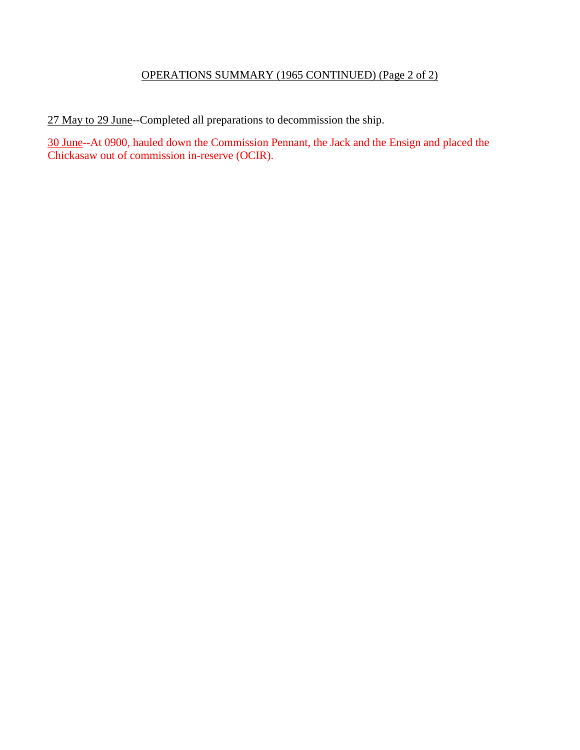## OPERATIONS SUMMARY (1965 CONTINUED) (Page 2 of 2)

27 May to 29 June--Completed all preparations to decommission the ship.

30 June--At 0900, hauled down the Commission Pennant, the Jack and the Ensign and placed the Chickasaw out of commission in-reserve (OCIR).